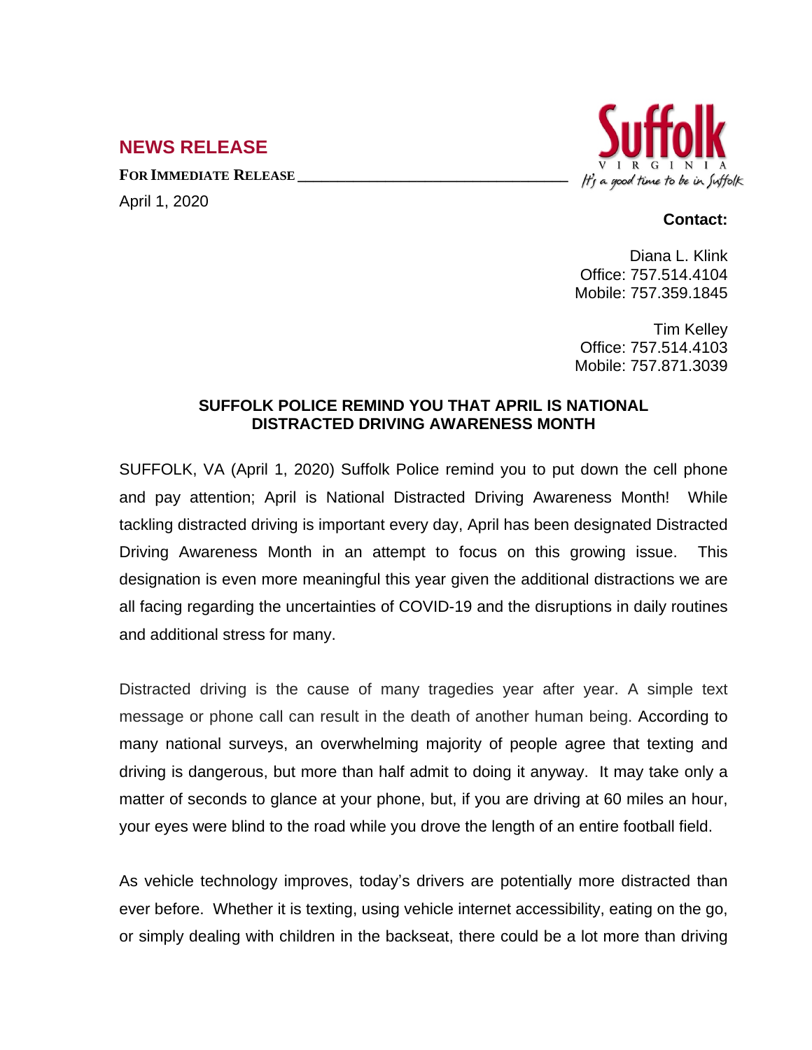## NEWS RELEASE

**FOR IMMEDIATE RELEASE**

April 1, 2020

**Contact:**

Diana L. Klink
Office: 757.514.4104
Mobile: 757.359.1845

Tim Kelley
Office: 757.514.4103
Mobile: 757.871.3039

### SUFFOLK POLICE REMIND YOU THAT APRIL IS NATIONAL DISTRACTED DRIVING AWARENESS MONTH

SUFFOLK, VA (April 1, 2020) Suffolk Police remind you to put down the cell phone and pay attention; April is National Distracted Driving Awareness Month! While tackling distracted driving is important every day, April has been designated Distracted Driving Awareness Month in an attempt to focus on this growing issue. This designation is even more meaningful this year given the additional distractions we are all facing regarding the uncertainties of COVID-19 and the disruptions in daily routines and additional stress for many.

Distracted driving is the cause of many tragedies year after year. A simple text message or phone call can result in the death of another human being. According to many national surveys, an overwhelming majority of people agree that texting and driving is dangerous, but more than half admit to doing it anyway. It may take only a matter of seconds to glance at your phone, but, if you are driving at 60 miles an hour, your eyes were blind to the road while you drove the length of an entire football field.

As vehicle technology improves, today's drivers are potentially more distracted than ever before. Whether it is texting, using vehicle internet accessibility, eating on the go, or simply dealing with children in the backseat, there could be a lot more than driving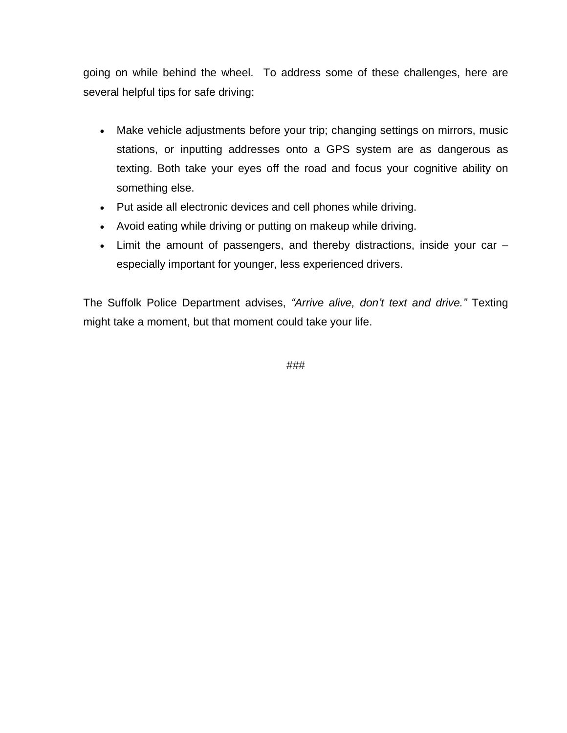going on while behind the wheel. To address some of these challenges, here are several helpful tips for safe driving:

- Make vehicle adjustments before your trip; changing settings on mirrors, music stations, or inputting addresses onto a GPS system are as dangerous as texting. Both take your eyes off the road and focus your cognitive ability on something else.
- Put aside all electronic devices and cell phones while driving.
- Avoid eating while driving or putting on makeup while driving.
- Limit the amount of passengers, and thereby distractions, inside your car – especially important for younger, less experienced drivers.

The Suffolk Police Department advises, *"Arrive alive, don't text and drive."* Texting might take a moment, but that moment could take your life.

###